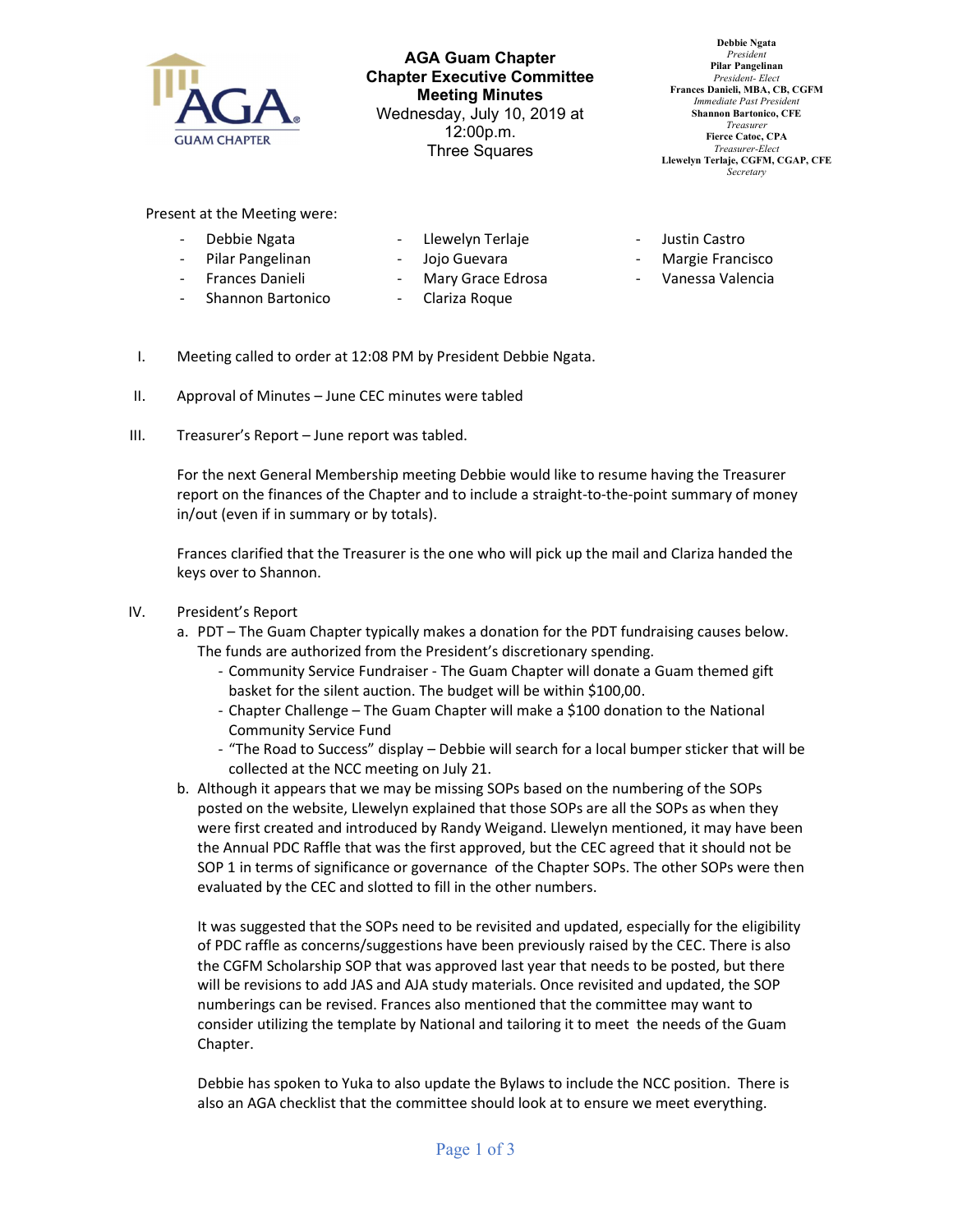# AGA Guam Chapter
## Chapter Executive Committee
## Meeting Minutes

Wednesday, July 10, 2019 at 12:00p.m.
Three Squares

**Debbie Ngata**
*President*
**Pilar Pangelinan**
*President- Elect*
**Frances Danieli, MBA, CB, CGFM**
*Immediate Past President*
**Shannon Bartonico, CFE**
*Treasurer*
**Fierce Catoc, CPA**
*Treasurer-Elect*
**Llewelyn Terlaje, CGFM, CGAP, CFE**
*Secretary*

Present at the Meeting were:

- Debbie Ngata
- Pilar Pangelinan
- Frances Danieli
- Shannon Bartonico
- Llewelyn Terlaje
- Jojo Guevara
- Mary Grace Edrosa
- Clariza Roque
- Justin Castro
- Margie Francisco
- Vanessa Valencia

I. Meeting called to order at 12:08 PM by President Debbie Ngata.

II. Approval of Minutes – June CEC minutes were tabled

III. Treasurer's Report – June report was tabled.

For the next General Membership meeting Debbie would like to resume having the Treasurer report on the finances of the Chapter and to include a straight-to-the-point summary of money in/out (even if in summary or by totals).

Frances clarified that the Treasurer is the one who will pick up the mail and Clariza handed the keys over to Shannon.

IV. President's Report

a. PDT – The Guam Chapter typically makes a donation for the PDT fundraising causes below. The funds are authorized from the President's discretionary spending.
   - Community Service Fundraiser - The Guam Chapter will donate a Guam themed gift basket for the silent auction. The budget will be within $100,00.
   - Chapter Challenge – The Guam Chapter will make a $100 donation to the National Community Service Fund
   - "The Road to Success" display – Debbie will search for a local bumper sticker that will be collected at the NCC meeting on July 21.

b. Although it appears that we may be missing SOPs based on the numbering of the SOPs posted on the website, Llewelyn explained that those SOPs are all the SOPs as when they were first created and introduced by Randy Weigand. Llewelyn mentioned, it may have been the Annual PDC Raffle that was the first approved, but the CEC agreed that it should not be SOP 1 in terms of significance or governance of the Chapter SOPs. The other SOPs were then evaluated by the CEC and slotted to fill in the other numbers.

   It was suggested that the SOPs need to be revisited and updated, especially for the eligibility of PDC raffle as concerns/suggestions have been previously raised by the CEC. There is also the CGFM Scholarship SOP that was approved last year that needs to be posted, but there will be revisions to add JAS and AJA study materials. Once revisited and updated, the SOP numberings can be revised. Frances also mentioned that the committee may want to consider utilizing the template by National and tailoring it to meet the needs of the Guam Chapter.

   Debbie has spoken to Yuka to also update the Bylaws to include the NCC position. There is also an AGA checklist that the committee should look at to ensure we meet everything.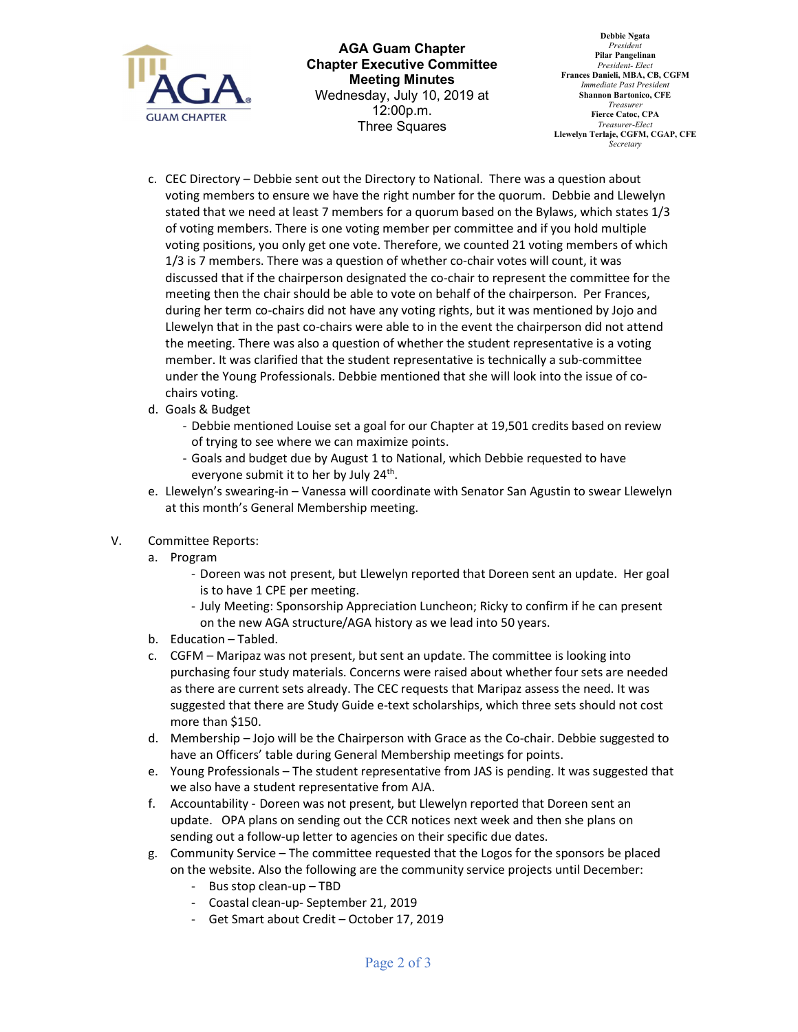c. CEC Directory – Debbie sent out the Directory to National. There was a question about voting members to ensure we have the right number for the quorum. Debbie and Llewelyn stated that we need at least 7 members for a quorum based on the Bylaws, which states 1/3 of voting members. There is one voting member per committee and if you hold multiple voting positions, you only get one vote. Therefore, we counted 21 voting members of which 1/3 is 7 members. There was a question of whether co-chair votes will count, it was discussed that if the chairperson designated the co-chair to represent the committee for the meeting then the chair should be able to vote on behalf of the chairperson. Per Frances, during her term co-chairs did not have any voting rights, but it was mentioned by Jojo and Llewelyn that in the past co-chairs were able to in the event the chairperson did not attend the meeting. There was also a question of whether the student representative is a voting member. It was clarified that the student representative is technically a sub-committee under the Young Professionals. Debbie mentioned that she will look into the issue of co-chairs voting.

d. Goals & Budget
   - Debbie mentioned Louise set a goal for our Chapter at 19,501 credits based on review of trying to see where we can maximize points.
   - Goals and budget due by August 1 to National, which Debbie requested to have everyone submit it to her by July 24th.

e. Llewelyn's swearing-in – Vanessa will coordinate with Senator San Agustin to swear Llewelyn at this month's General Membership meeting.

V. Committee Reports:

a. Program
   - Doreen was not present, but Llewelyn reported that Doreen sent an update. Her goal is to have 1 CPE per meeting.
   - July Meeting: Sponsorship Appreciation Luncheon; Ricky to confirm if he can present on the new AGA structure/AGA history as we lead into 50 years.

b. Education – Tabled.

c. CGFM – Maripaz was not present, but sent an update. The committee is looking into purchasing four study materials. Concerns were raised about whether four sets are needed as there are current sets already. The CEC requests that Maripaz assess the need. It was suggested that there are Study Guide e-text scholarships, which three sets should not cost more than $150.

d. Membership – Jojo will be the Chairperson with Grace as the Co-chair. Debbie suggested to have an Officers' table during General Membership meetings for points.

e. Young Professionals – The student representative from JAS is pending. It was suggested that we also have a student representative from AJA.

f. Accountability - Doreen was not present, but Llewelyn reported that Doreen sent an update. OPA plans on sending out the CCR notices next week and then she plans on sending out a follow-up letter to agencies on their specific due dates.

g. Community Service – The committee requested that the Logos for the sponsors be placed on the website. Also the following are the community service projects until December:
   - Bus stop clean-up – TBD
   - Coastal clean-up- September 21, 2019
   - Get Smart about Credit – October 17, 2019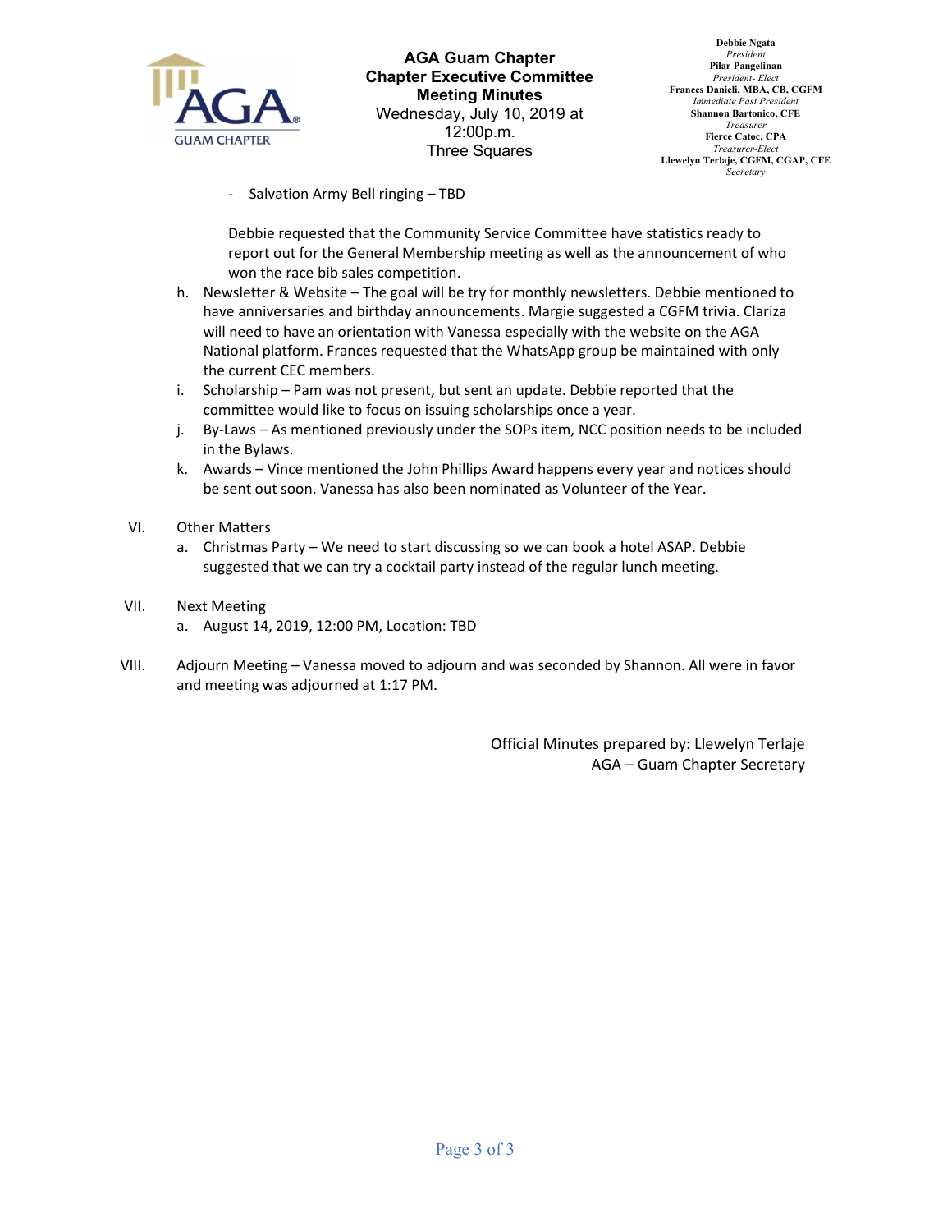- Salvation Army Bell ringing – TBD

Debbie requested that the Community Service Committee have statistics ready to report out for the General Membership meeting as well as the announcement of who won the race bib sales competition.

h. Newsletter & Website – The goal will be try for monthly newsletters. Debbie mentioned to have anniversaries and birthday announcements. Margie suggested a CGFM trivia. Clariza will need to have an orientation with Vanessa especially with the website on the AGA National platform. Frances requested that the WhatsApp group be maintained with only the current CEC members.

i. Scholarship – Pam was not present, but sent an update. Debbie reported that the committee would like to focus on issuing scholarships once a year.

j. By-Laws – As mentioned previously under the SOPs item, NCC position needs to be included in the Bylaws.

k. Awards – Vince mentioned the John Phillips Award happens every year and notices should be sent out soon. Vanessa has also been nominated as Volunteer of the Year.

VI. Other Matters

a. Christmas Party – We need to start discussing so we can book a hotel ASAP. Debbie suggested that we can try a cocktail party instead of the regular lunch meeting.

VII. Next Meeting

a. August 14, 2019, 12:00 PM, Location: TBD

VIII. Adjourn Meeting – Vanessa moved to adjourn and was seconded by Shannon. All were in favor and meeting was adjourned at 1:17 PM.

Official Minutes prepared by: Llewelyn Terlaje
AGA – Guam Chapter Secretary